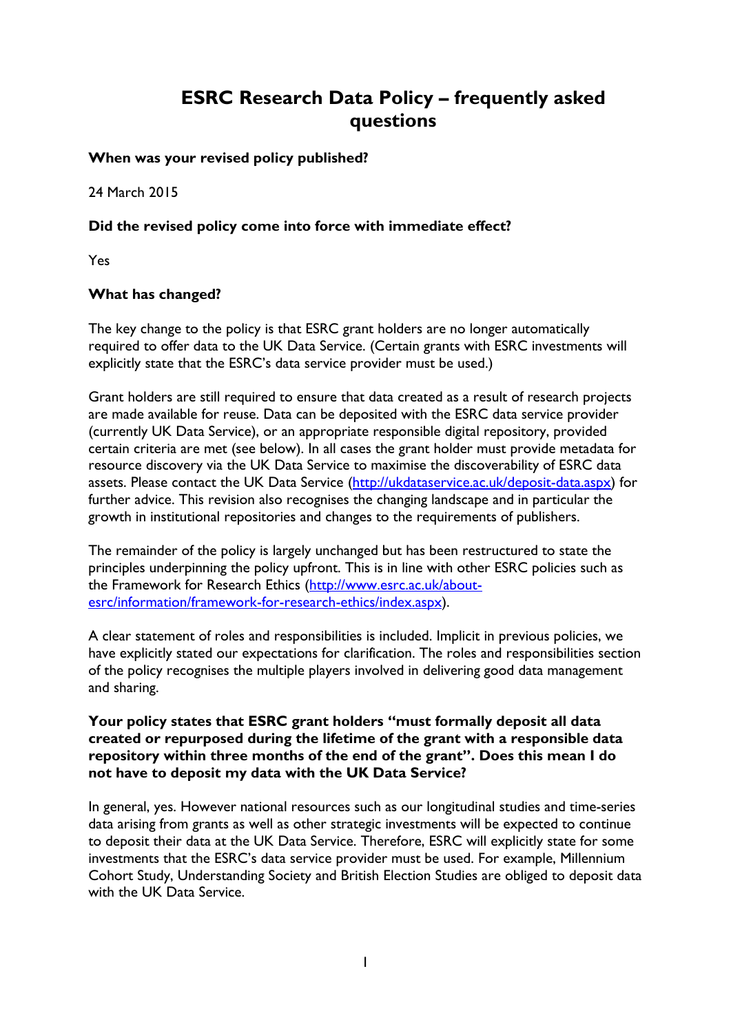# ESRC Research Data Policy – frequently asked questions

**When was your revised policy published?**

24 March 2015

**Did the revised policy come into force with immediate effect?**

Yes

**What has changed?**

The key change to the policy is that ESRC grant holders are no longer automatically required to offer data to the UK Data Service. (Certain grants with ESRC investments will explicitly state that the ESRC's data service provider must be used.)

Grant holders are still required to ensure that data created as a result of research projects are made available for reuse. Data can be deposited with the ESRC data service provider (currently UK Data Service), or an appropriate responsible digital repository, provided certain criteria are met (see below). In all cases the grant holder must provide metadata for resource discovery via the UK Data Service to maximise the discoverability of ESRC data assets. Please contact the UK Data Service (http://ukdataservice.ac.uk/deposit-data.aspx) for further advice. This revision also recognises the changing landscape and in particular the growth in institutional repositories and changes to the requirements of publishers.

The remainder of the policy is largely unchanged but has been restructured to state the principles underpinning the policy upfront. This is in line with other ESRC policies such as the Framework for Research Ethics (http://www.esrc.ac.uk/about-esrc/information/framework-for-research-ethics/index.aspx).

A clear statement of roles and responsibilities is included. Implicit in previous policies, we have explicitly stated our expectations for clarification. The roles and responsibilities section of the policy recognises the multiple players involved in delivering good data management and sharing.

**Your policy states that ESRC grant holders "must formally deposit all data created or repurposed during the lifetime of the grant with a responsible data repository within three months of the end of the grant". Does this mean I do not have to deposit my data with the UK Data Service?**

In general, yes. However national resources such as our longitudinal studies and time-series data arising from grants as well as other strategic investments will be expected to continue to deposit their data at the UK Data Service. Therefore, ESRC will explicitly state for some investments that the ESRC's data service provider must be used. For example, Millennium Cohort Study, Understanding Society and British Election Studies are obliged to deposit data with the UK Data Service.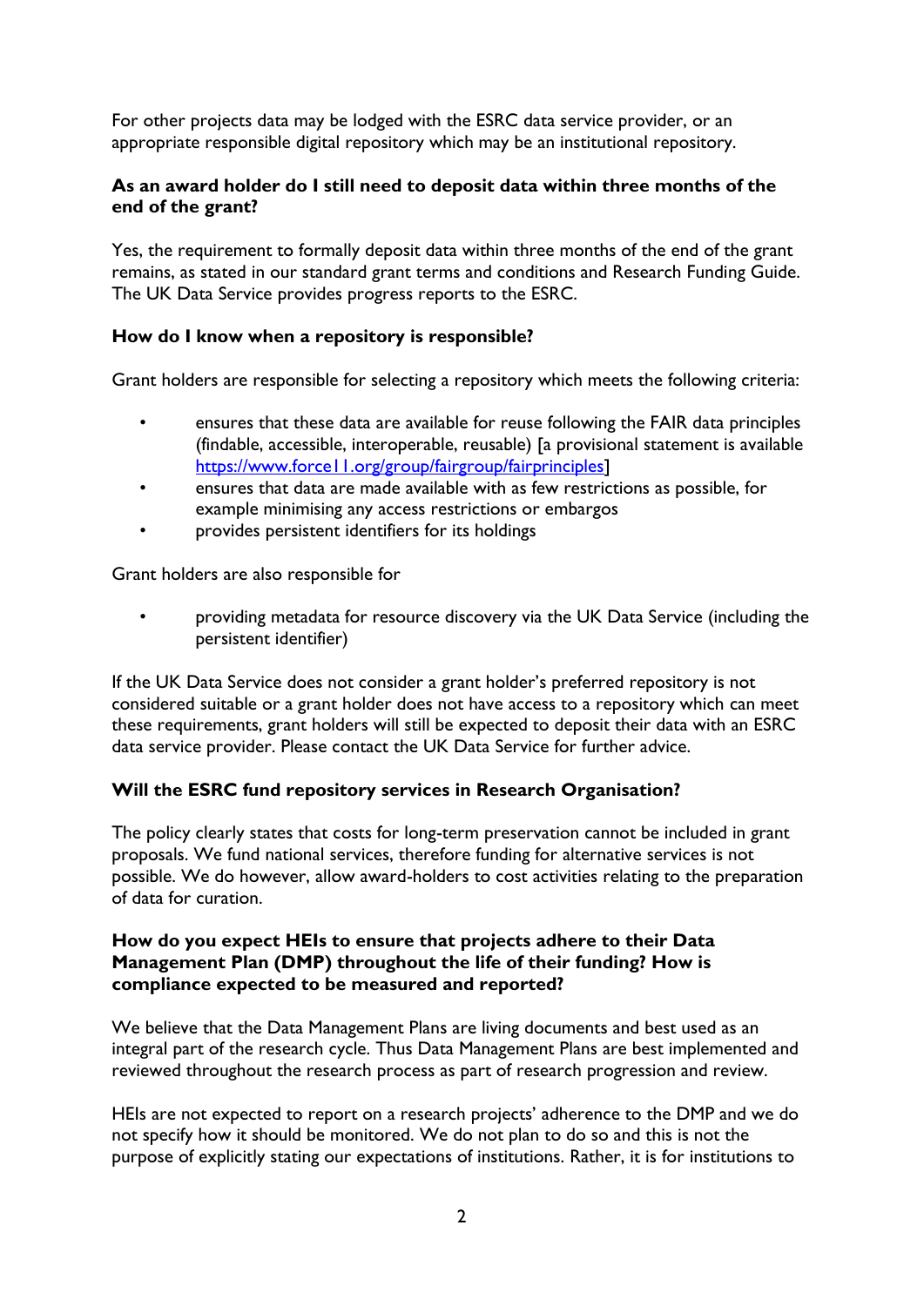For other projects data may be lodged with the ESRC data service provider, or an appropriate responsible digital repository which may be an institutional repository.

**As an award holder do I still need to deposit data within three months of the end of the grant?**

Yes, the requirement to formally deposit data within three months of the end of the grant remains, as stated in our standard grant terms and conditions and Research Funding Guide. The UK Data Service provides progress reports to the ESRC.

**How do I know when a repository is responsible?**

Grant holders are responsible for selecting a repository which meets the following criteria:

- ensures that these data are available for reuse following the FAIR data principles (findable, accessible, interoperable, reusable) [a provisional statement is available https://www.force11.org/group/fairgroup/fairprinciples]
- ensures that data are made available with as few restrictions as possible, for example minimising any access restrictions or embargos
- provides persistent identifiers for its holdings

Grant holders are also responsible for

- providing metadata for resource discovery via the UK Data Service (including the persistent identifier)

If the UK Data Service does not consider a grant holder's preferred repository is not considered suitable or a grant holder does not have access to a repository which can meet these requirements, grant holders will still be expected to deposit their data with an ESRC data service provider. Please contact the UK Data Service for further advice.

**Will the ESRC fund repository services in Research Organisation?**

The policy clearly states that costs for long-term preservation cannot be included in grant proposals. We fund national services, therefore funding for alternative services is not possible. We do however, allow award-holders to cost activities relating to the preparation of data for curation.

**How do you expect HEIs to ensure that projects adhere to their Data Management Plan (DMP) throughout the life of their funding? How is compliance expected to be measured and reported?**

We believe that the Data Management Plans are living documents and best used as an integral part of the research cycle. Thus Data Management Plans are best implemented and reviewed throughout the research process as part of research progression and review.

HEIs are not expected to report on a research projects' adherence to the DMP and we do not specify how it should be monitored. We do not plan to do so and this is not the purpose of explicitly stating our expectations of institutions. Rather, it is for institutions to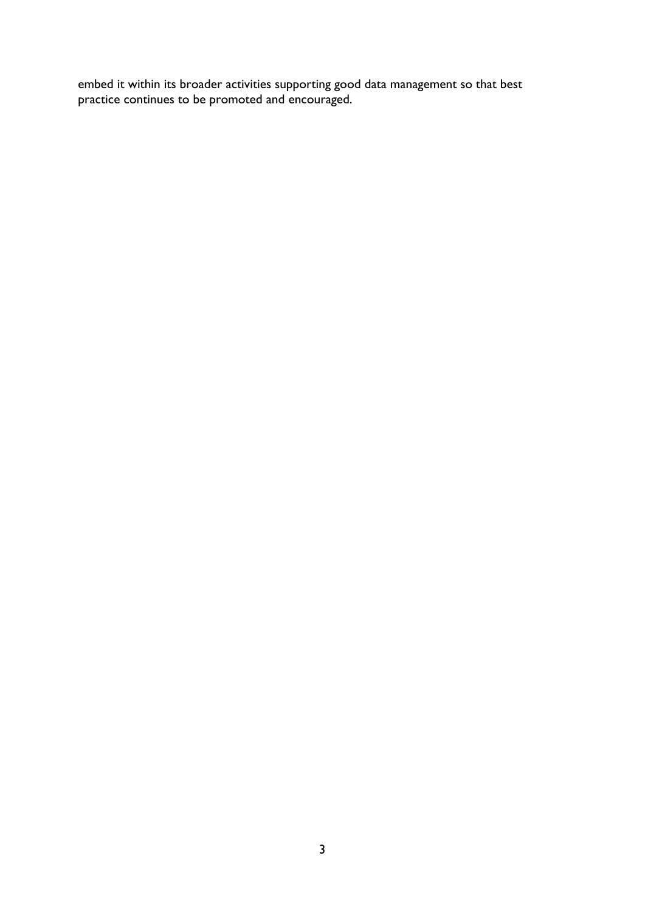embed it within its broader activities supporting good data management so that best practice continues to be promoted and encouraged.